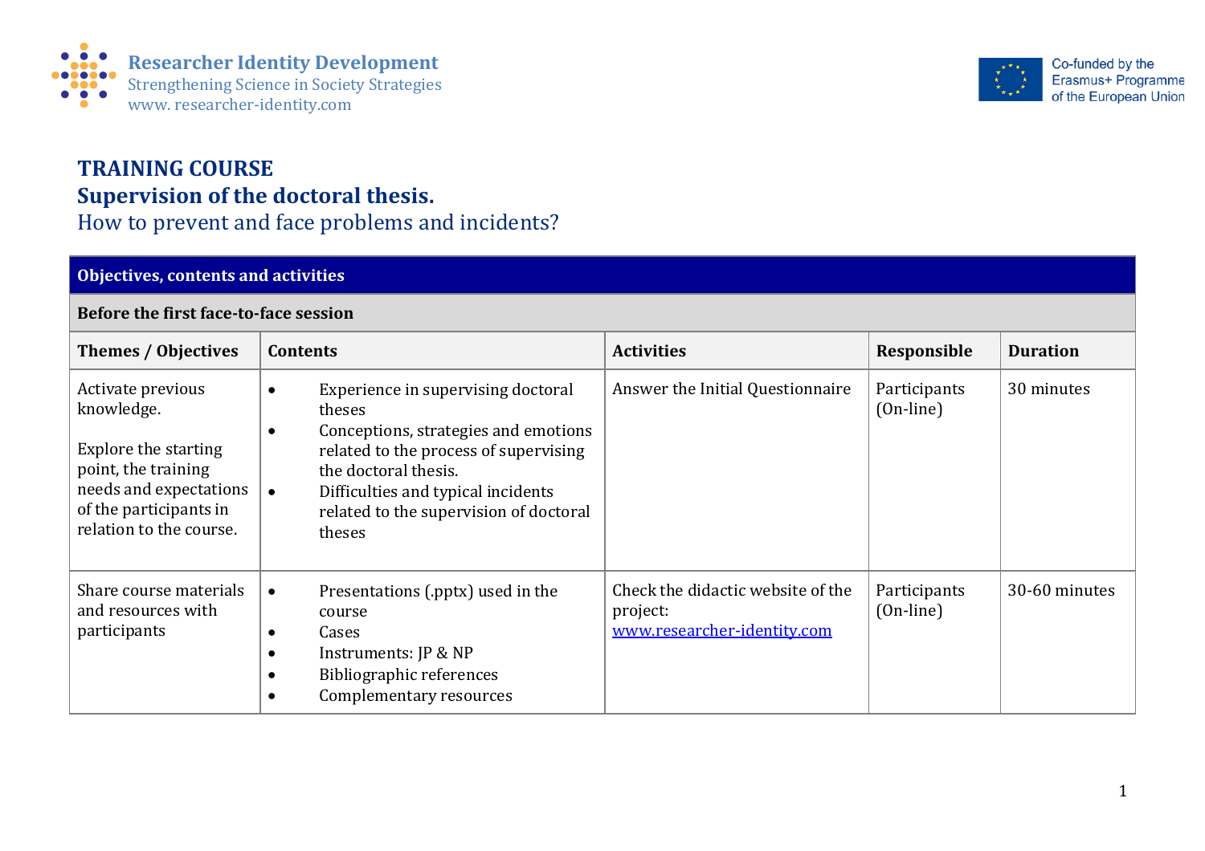Researcher Identity Development
Strengthening Science in Society Strategies
www. researcher-identity.com

Co-funded by the Erasmus+ Programme of the European Union

# TRAINING COURSE
## Supervision of the doctoral thesis.
How to prevent and face problems and incidents?

| Objectives, contents and activities | | | | |
|---|---|---|---|---|
| **Before the first face-to-face session** | | | | |
| **Themes / Objectives** | **Contents** | **Activities** | **Responsible** | **Duration** |
| Activate previous knowledge.<br><br>Explore the starting point, the training needs and expectations of the participants in relation to the course. | • Experience in supervising doctoral theses<br>• Conceptions, strategies and emotions related to the process of supervising the doctoral thesis.<br>• Difficulties and typical incidents related to the supervision of doctoral theses | Answer the Initial Questionnaire | Participants (On-line) | 30 minutes |
| Share course materials and resources with participants | • Presentations (.pptx) used in the course<br>• Cases<br>• Instruments: JP & NP<br>• Bibliographic references<br>• Complementary resources | Check the didactic website of the project: [www.researcher-identity.com](http://www.researcher-identity.com) | Participants (On-line) | 30-60 minutes |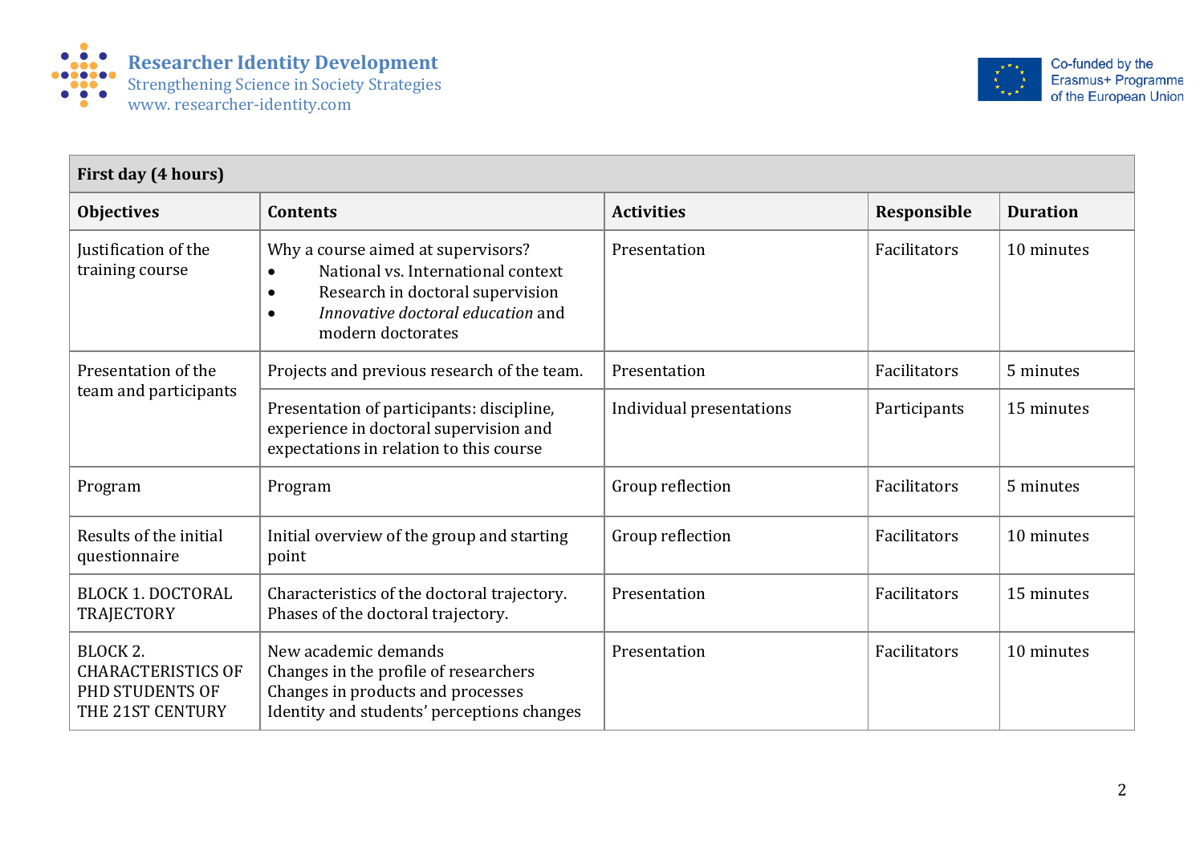| First day (4 hours) | | | | |
|---|---|---|---|---|
| **Objectives** | **Contents** | **Activities** | **Responsible** | **Duration** |
| Justification of the training course | Why a course aimed at supervisors?<br>• National vs. International context<br>• Research in doctoral supervision<br>• *Innovative doctoral education* and modern doctorates | Presentation | Facilitators | 10 minutes |
| Presentation of the team and participants | Projects and previous research of the team. | Presentation | Facilitators | 5 minutes |
| | Presentation of participants: discipline, experience in doctoral supervision and expectations in relation to this course | Individual presentations | Participants | 15 minutes |
| Program | Program | Group reflection | Facilitators | 5 minutes |
| Results of the initial questionnaire | Initial overview of the group and starting point | Group reflection | Facilitators | 10 minutes |
| BLOCK 1. DOCTORAL TRAJECTORY | Characteristics of the doctoral trajectory.<br>Phases of the doctoral trajectory. | Presentation | Facilitators | 15 minutes |
| BLOCK 2. CHARACTERISTICS OF PHD STUDENTS OF THE 21ST CENTURY | New academic demands<br>Changes in the profile of researchers<br>Changes in products and processes<br>Identity and students' perceptions changes | Presentation | Facilitators | 10 minutes |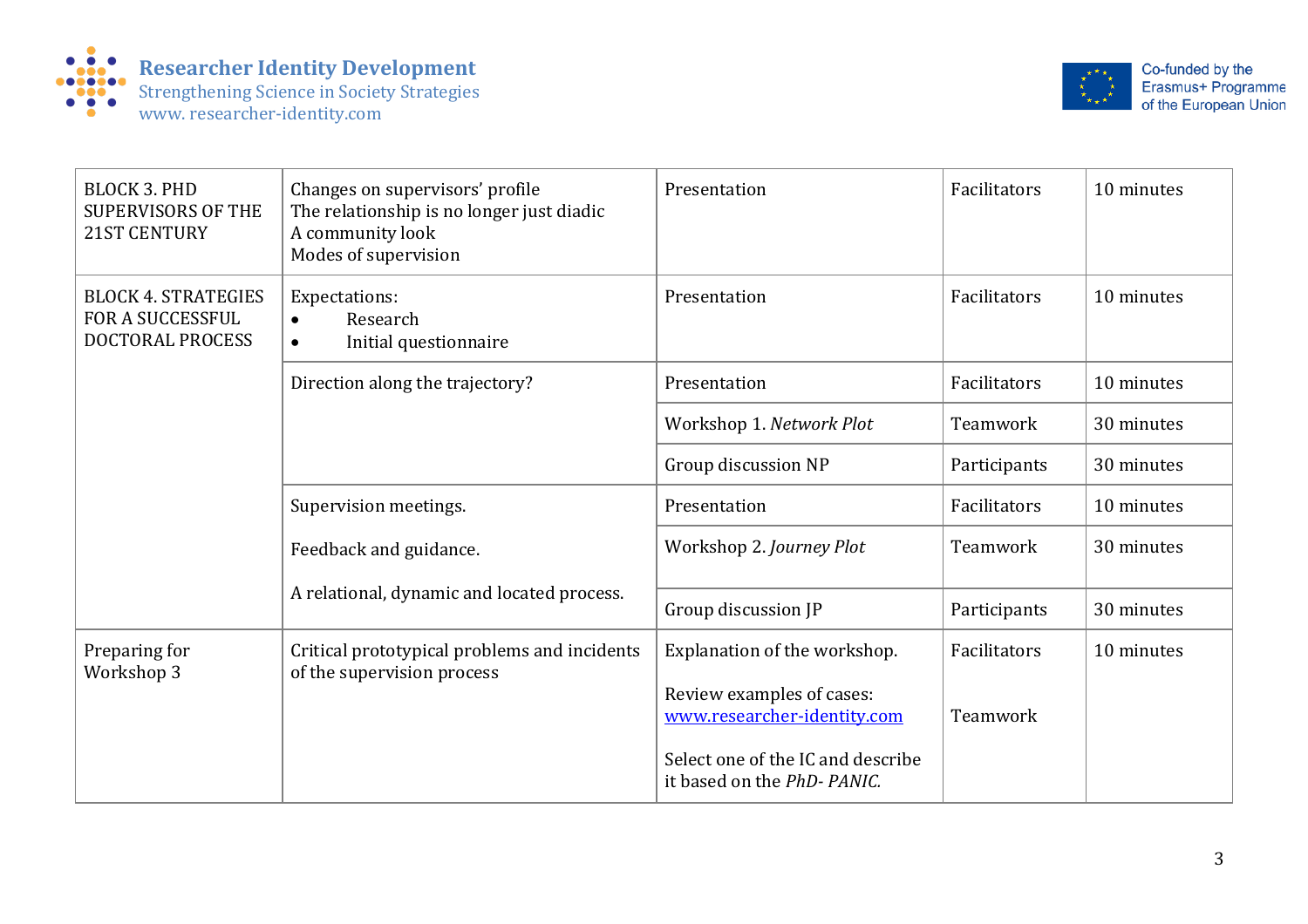| BLOCK 3. PHD SUPERVISORS OF THE 21ST CENTURY | Changes on supervisors' profile<br>The relationship is no longer just diadic<br>A community look<br>Modes of supervision | Presentation | Facilitators | 10 minutes |
|---|---|---|---|---|
| BLOCK 4. STRATEGIES FOR A SUCCESSFUL DOCTORAL PROCESS | Expectations:<br>• Research<br>• Initial questionnaire | Presentation | Facilitators | 10 minutes |
| | Direction along the trajectory? | Presentation | Facilitators | 10 minutes |
| | | Workshop 1. *Network Plot* | Teamwork | 30 minutes |
| | | Group discussion NP | Participants | 30 minutes |
| | Supervision meetings.<br><br>Feedback and guidance.<br><br>A relational, dynamic and located process. | Presentation | Facilitators | 10 minutes |
| | | Workshop 2. *Journey Plot* | Teamwork | 30 minutes |
| | | Group discussion JP | Participants | 30 minutes |
| Preparing for Workshop 3 | Critical prototypical problems and incidents of the supervision process | Explanation of the workshop.<br><br>Review examples of cases: [www.researcher-identity.com](http://www.researcher-identity.com)<br><br>Select one of the IC and describe it based on the *PhD- PANIC.* | Facilitators<br><br>Teamwork | 10 minutes |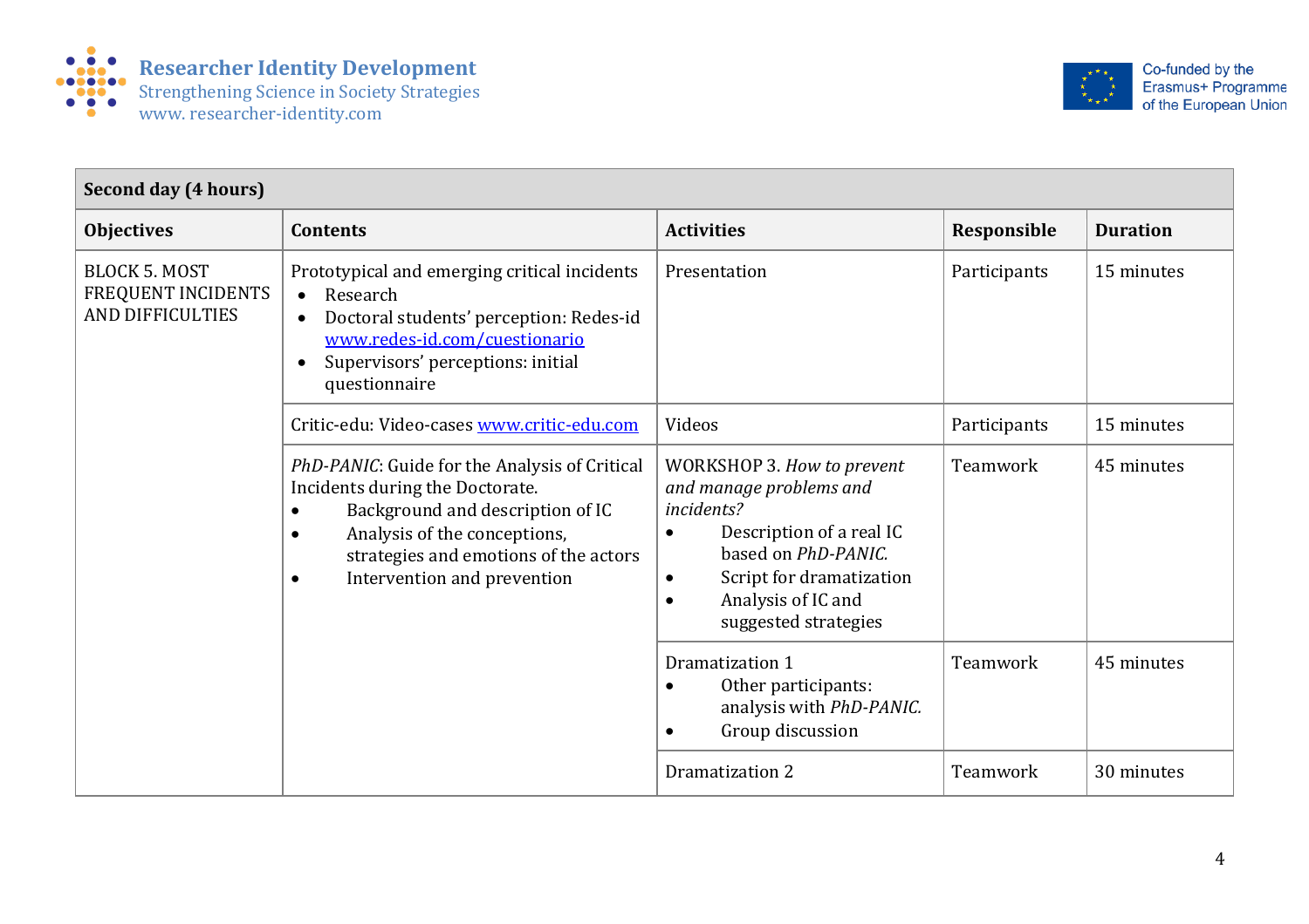| Second day (4 hours) | | | | |
|---|---|---|---|---|
| **Objectives** | **Contents** | **Activities** | **Responsible** | **Duration** |
| BLOCK 5. MOST FREQUENT INCIDENTS AND DIFFICULTIES | Prototypical and emerging critical incidents<br>• Research<br>• Doctoral students' perception: Redes-id [www.redes-id.com/cuestionario](www.redes-id.com/cuestionario)<br>• Supervisors' perceptions: initial questionnaire | Presentation | Participants | 15 minutes |
| | Critic-edu: Video-cases [www.critic-edu.com](www.critic-edu.com) | Videos | Participants | 15 minutes |
| | *PhD-PANIC*: Guide for the Analysis of Critical Incidents during the Doctorate.<br>• Background and description of IC<br>• Analysis of the conceptions, strategies and emotions of the actors<br>• Intervention and prevention | WORKSHOP 3. *How to prevent and manage problems and incidents?*<br>• Description of a real IC based on *PhD-PANIC.*<br>• Script for dramatization<br>• Analysis of IC and suggested strategies | Teamwork | 45 minutes |
| | | Dramatization 1<br>• Other participants: analysis with *PhD-PANIC.*<br>• Group discussion | Teamwork | 45 minutes |
| | | Dramatization 2 | Teamwork | 30 minutes |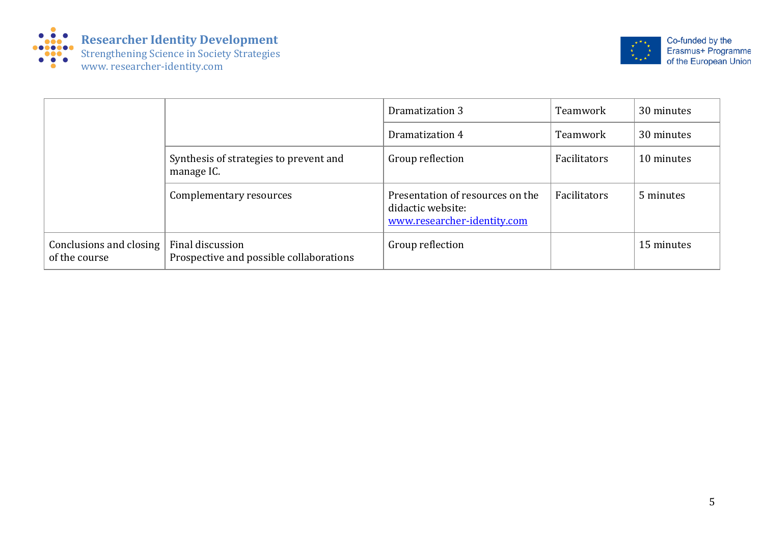| | | | | |
|---|---|---|---|---|
| | | Dramatization 3 | Teamwork | 30 minutes |
| | | Dramatization 4 | Teamwork | 30 minutes |
| | Synthesis of strategies to prevent and manage IC. | Group reflection | Facilitators | 10 minutes |
| | Complementary resources | Presentation of resources on the didactic website: [www.researcher-identity.com](http://www.researcher-identity.com) | Facilitators | 5 minutes |
| Conclusions and closing of the course | Final discussion<br>Prospective and possible collaborations | Group reflection | | 15 minutes |